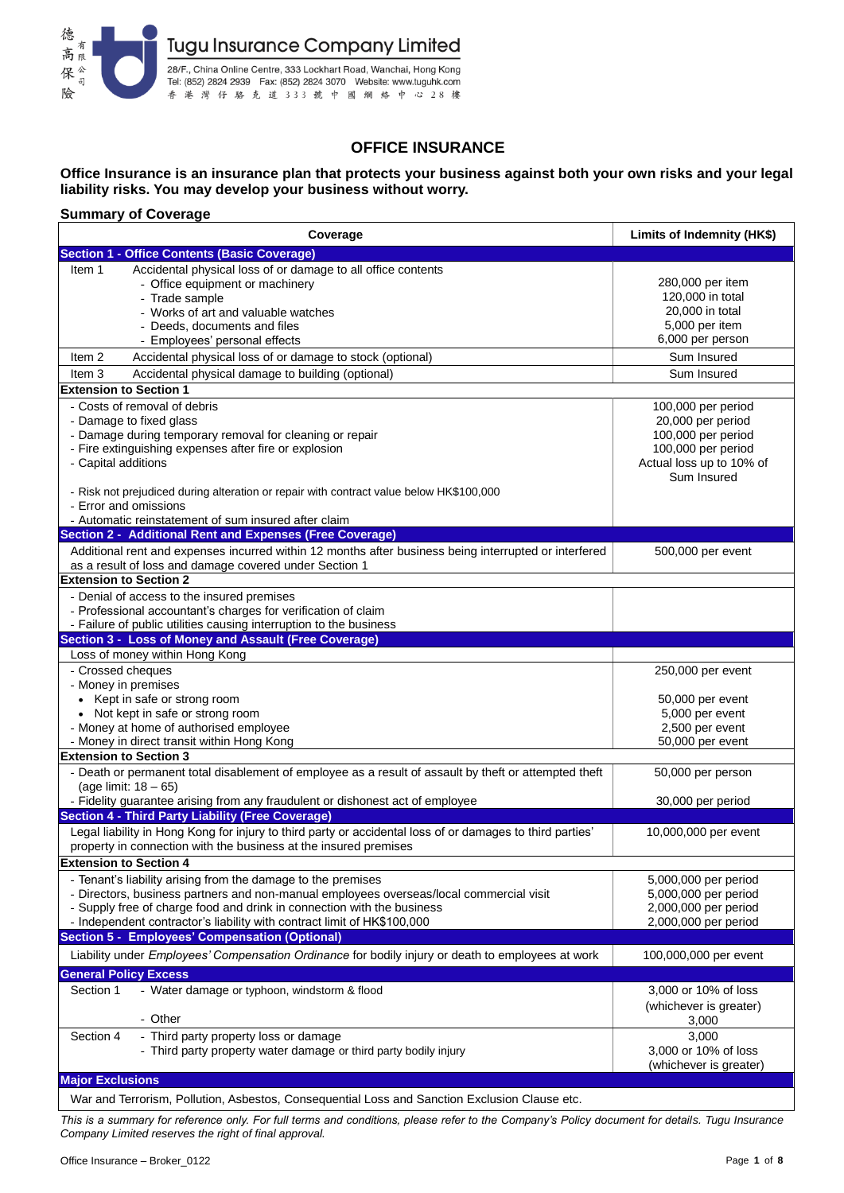德高保險有限公司

# Tugu Insurance Company Limited

28/F., China Online Centre, 333 Lockhart Road, Wanchai, Hong Kong
Tel: (852) 2824 2939 Fax: (852) 2824 3070 Website: www.tuguhk.com
香 港 灣 仔 駱 克 道 3 3 3 號 中 國 網 絡 中 心 2 8 樓

## OFFICE INSURANCE

**Office Insurance is an insurance plan that protects your business against both your own risks and your legal liability risks. You may develop your business without worry.**

### Summary of Coverage

| Coverage | Limits of Indemnity (HK$) |
|---|---|
| **Section 1 - Office Contents (Basic Coverage)** | |
| Item 1 Accidental physical loss of or damage to all office contents | |
| - Office equipment or machinery | 280,000 per item |
| - Trade sample | 120,000 in total |
| - Works of art and valuable watches | 20,000 in total |
| - Deeds, documents and files | 5,000 per item |
| - Employees' personal effects | 6,000 per person |
| Item 2 Accidental physical loss of or damage to stock (optional) | Sum Insured |
| Item 3 Accidental physical damage to building (optional) | Sum Insured |
| **Extension to Section 1** | |
| - Costs of removal of debris | 100,000 per period |
| - Damage to fixed glass | 20,000 per period |
| - Damage during temporary removal for cleaning or repair | 100,000 per period |
| - Fire extinguishing expenses after fire or explosion | 100,000 per period |
| - Capital additions | Actual loss up to 10% of Sum Insured |
| - Risk not prejudiced during alteration or repair with contract value below HK$100,000 | |
| - Error and omissions | |
| - Automatic reinstatement of sum insured after claim | |
| **Section 2 - Additional Rent and Expenses (Free Coverage)** | |
| Additional rent and expenses incurred within 12 months after business being interrupted or interfered as a result of loss and damage covered under Section 1 | 500,000 per event |
| **Extension to Section 2** | |
| - Denial of access to the insured premises | |
| - Professional accountant's charges for verification of claim | |
| - Failure of public utilities causing interruption to the business | |
| **Section 3 - Loss of Money and Assault (Free Coverage)** | |
| Loss of money within Hong Kong | |
| - Crossed cheques | 250,000 per event |
| - Money in premises | |
| • Kept in safe or strong room | 50,000 per event |
| • Not kept in safe or strong room | 5,000 per event |
| - Money at home of authorised employee | 2,500 per event |
| - Money in direct transit within Hong Kong | 50,000 per event |
| **Extension to Section 3** | |
| - Death or permanent total disablement of employee as a result of assault by theft or attempted theft (age limit: 18 – 65) | 50,000 per person |
| - Fidelity guarantee arising from any fraudulent or dishonest act of employee | 30,000 per period |
| **Section 4 - Third Party Liability (Free Coverage)** | |
| Legal liability in Hong Kong for injury to third party or accidental loss of or damages to third parties' property in connection with the business at the insured premises | 10,000,000 per event |
| **Extension to Section 4** | |
| - Tenant's liability arising from the damage to the premises | 5,000,000 per period |
| - Directors, business partners and non-manual employees overseas/local commercial visit | 5,000,000 per period |
| - Supply free of charge food and drink in connection with the business | 2,000,000 per period |
| - Independent contractor's liability with contract limit of HK$100,000 | 2,000,000 per period |
| **Section 5 - Employees' Compensation (Optional)** | |
| Liability under *Employees' Compensation Ordinance* for bodily injury or death to employees at work | 100,000,000 per event |
| **General Policy Excess** | |
| Section 1 - Water damage or typhoon, windstorm & flood | 3,000 or 10% of loss (whichever is greater) |
| - Other | 3,000 |
| Section 4 - Third party property loss or damage | 3,000 |
| - Third party property water damage or third party bodily injury | 3,000 or 10% of loss (whichever is greater) |
| **Major Exclusions** | |
| War and Terrorism, Pollution, Asbestos, Consequential Loss and Sanction Exclusion Clause etc. | |

*This is a summary for reference only. For full terms and conditions, please refer to the Company's Policy document for details. Tugu Insurance Company Limited reserves the right of final approval.*

Office Insurance – Broker_0122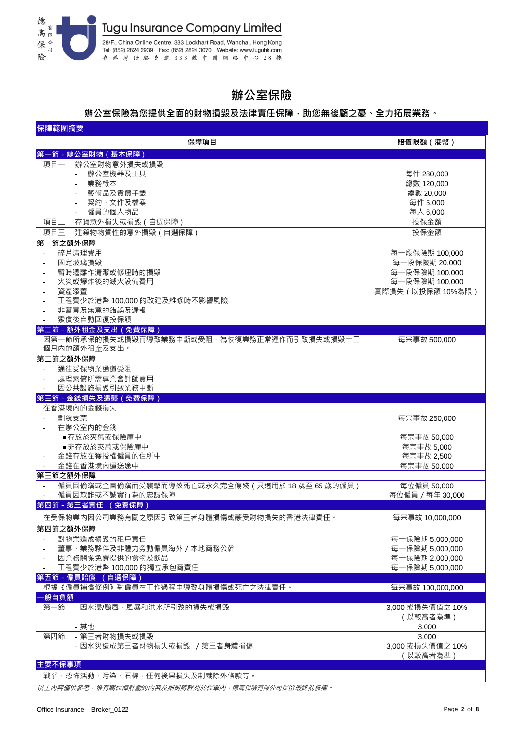# 辦公室保險

**辦公室保險為您提供全面的財物損毀及法律責任保障，助您無後顧之憂、全力拓展業務。**

**保障範圍摘要**

| 保障項目 | 賠償限額（港幣） |
|---|---|
| **第一節 - 辦公室財物（基本保障）** | |
| 項目一　辦公室財物意外損失或損毀 | |
| - 辦公室機器及工具 | 每件 280,000 |
| - 業務樣本 | 總數 120,000 |
| - 藝術品及貴價手錶 | 總數 20,000 |
| - 契約、文件及檔案 | 每件 5,000 |
| - 僱員的個人物品 | 每人 6,000 |
| 項目二　存貨意外損失或損毀（自選保障） | 投保金額 |
| 項目三　建築物物質性的意外損毀（自選保障） | 投保金額 |
| **第一節之額外保障** | |
| - 碎片清理費用 | 每一段保險期 100,000 |
| - 固定玻璃損毀 | 每一段保險期 20,000 |
| - 暫時遷離作清潔或修理時的損毀 | 每一段保險期 100,000 |
| - 火災或爆炸後的滅火設備費用 | 每一段保險期 100,000 |
| - 資產添置 | 實際損失（以投保額 10%為限） |
| - 工程費少於港幣 100,000 的改建及維修時不影響風險 | |
| - 非蓄意及無意的錯誤及漏報 | |
| - 索償後自動回復投保額 | |
| **第二節 - 額外租金及支出（免費保障）** | |
| 因第一節所承保的損失或損毀而導致業務中斷或受阻，為恢復業務正常運作而引致損失或損毀十二個月內的額外租金及支出。 | 每宗事故 500,000 |
| **第二節之額外保障** | |
| - 通往受保物業通道受阻 | |
| - 處理索償所需專業會計師費用 | |
| - 因公共設施損毀引致業務中斷 | |
| **第三節 - 金錢損失及遇襲（免費保障）** | |
| 在香港境內的金錢損失 | |
| - 劃線支票 | 每宗事故 250,000 |
| - 在辦公室內的金錢 | |
| ■ 存放於夾萬或保險庫中 | 每宗事故 50,000 |
| ■ 非存放於夾萬或保險庫中 | 每宗事故 5,000 |
| - 金錢存放在獲授權僱員的住所中 | 每宗事故 2,500 |
| - 金錢在香港境內運送途中 | 每宗事故 50,000 |
| **第三節之額外保障** | |
| - 僱員因偷竊或企圖偷竊而受襲擊而導致死亡或永久完全傷殘（只適用於 18 歲至 65 歲的僱員） | 每位僱員 50,000 |
| - 僱員因欺詐或不誠實行為的忠誠保障 | 每位僱員 / 每年 30,000 |
| **第四節 - 第三者責任（免費保障）** | |
| 在受保物業內因公司業務有關之原因引致第三者身體損傷或蒙受財物損失的香港法律責任。 | 每宗事故 10,000,000 |
| **第四節之額外保障** | |
| - 對物業造成損毀的租戶責任 | 每一保險期 5,000,000 |
| - 董事、業務夥伴及非體力勞動僱員海外 / 本地商務公幹 | 每一保險期 5,000,000 |
| - 因業務關係免費提供的食物及飲品 | 每一保險期 2,000,000 |
| - 工程費少於港幣 100,000 的獨立承包商責任 | 每一保險期 5,000,000 |
| **第五節 - 僱員賠償（自選保障）** | |
| 根據《僱員補償條例》對僱員在工作過程中導致身體損傷或死亡之法律責任。 | 每宗事故 100,000,000 |
| **一般自負額** | |
| 第一節　- 因水浸/颱風、風暴和洪水所引致的損失或損毀 | 3,000 或損失價值之 10%（以較高者為準） |
| - 其他 | 3,000 |
| 第四節　- 第三者財物損失或損毀 | 3,000 |
| - 因水災造成第三者財物損失或損毀 / 第三者身體損傷 | 3,000 或損失價值之 10%（以較高者為準） |
| **主要不保事項** | |
| 戰爭、恐怖活動、污染、石棉、任何後果損失及制裁除外條款等。 | |

*以上內容僅供參考，惟有關保障計劃的內容及細則將詳列於保單內，德高保險有限公司保留最終批核權。*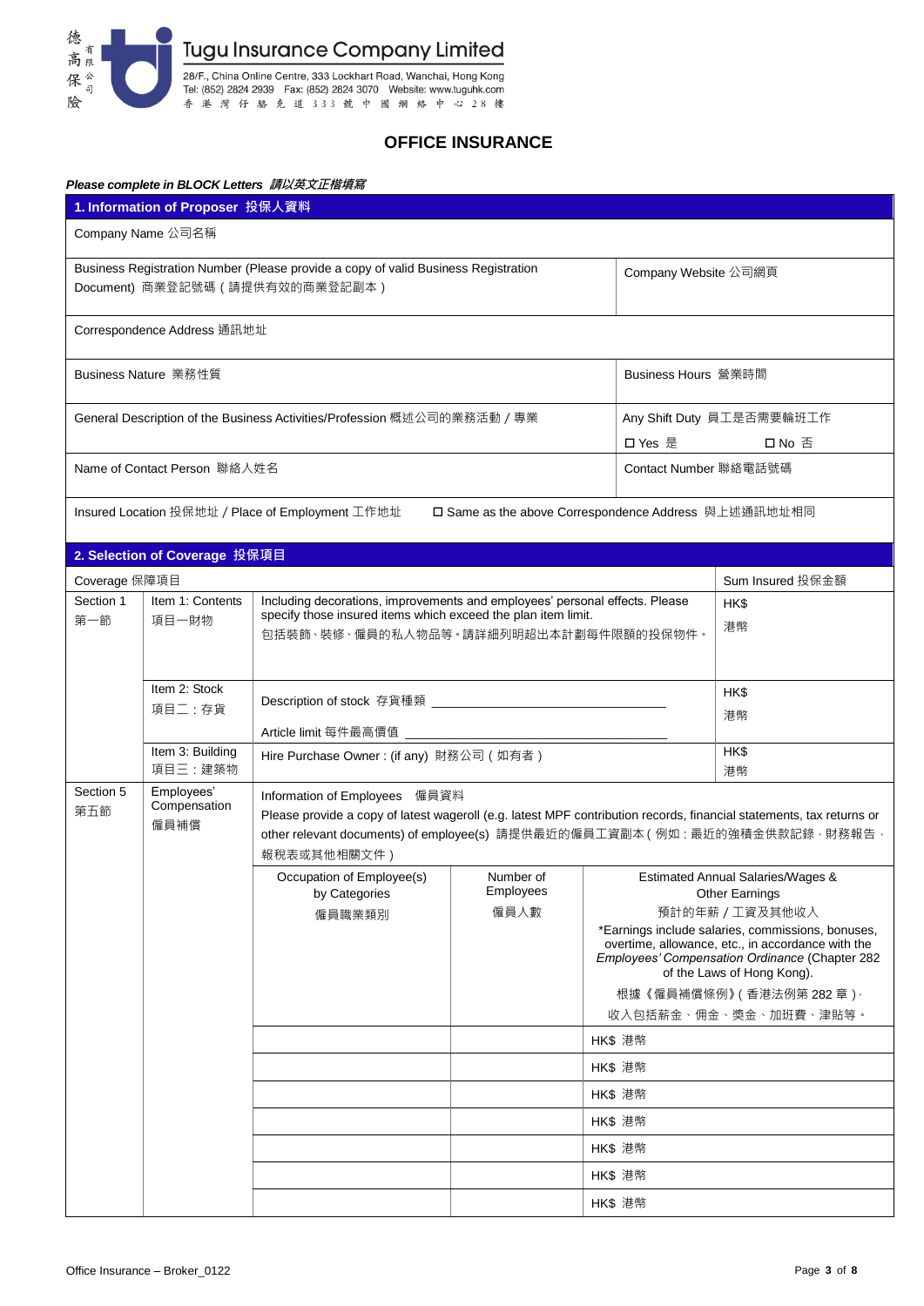# OFFICE INSURANCE

***Please complete in BLOCK Letters 請以英文正楷填寫***

## 1. Information of Proposer 投保人資料

| Company Name 公司名稱 | |
|---|---|
| Business Registration Number (Please provide a copy of valid Business Registration Document) 商業登記號碼（請提供有效的商業登記副本） | Company Website 公司網頁 |
| Correspondence Address 通訊地址 | |
| Business Nature 業務性質 | Business Hours 營業時間 |
| General Description of the Business Activities/Profession 概述公司的業務活動 / 專業 | Any Shift Duty 員工是否需要輪班工作<br>☐ Yes 是 ☐ No 否 |
| Name of Contact Person 聯絡人姓名 | Contact Number 聯絡電話號碼 |
| Insured Location 投保地址 / Place of Employment 工作地址 ☐ Same as the above Correspondence Address 與上述通訊地址相同 | |

## 2. Selection of Coverage 投保項目

| Coverage 保障項目 | | | Sum Insured 投保金額 |
|---|---|---|---|
| Section 1 第一節 | Item 1: Contents 項目一財物 | Including decorations, improvements and employees' personal effects. Please specify those insured items which exceed the plan item limit.<br>包括裝飾、裝修、僱員的私人物品等。請詳細列明超出本計劃每件限額的投保物件。 | HK$ 港幣 |
| | Item 2: Stock 項目二：存貨 | Description of stock 存貨種類 ________________<br>Article limit 每件最高價值 ________________ | HK$ 港幣 |
| | Item 3: Building 項目三：建築物 | Hire Purchase Owner : (if any) 財務公司（如有者） | HK$ 港幣 |
| Section 5 第五節 | Employees' Compensation 僱員補償 | Information of Employees 僱員資料<br>Please provide a copy of latest wageroll (e.g. latest MPF contribution records, financial statements, tax returns or other relevant documents) of employee(s) 請提供最近的僱員工資副本（例如：最近的強積金供款記錄，財務報告，報稅表或其他相關文件） | |

| Occupation of Employee(s) by Categories 僱員職業類別 | Number of Employees 僱員人數 | Estimated Annual Salaries/Wages & Other Earnings 預計的年薪 / 工資及其他收入<br>*Earnings include salaries, commissions, bonuses, overtime, allowance, etc., in accordance with the *Employees' Compensation Ordinance* (Chapter 282 of the Laws of Hong Kong).<br>根據《僱員補償條例》（香港法例第 282 章），收入包括薪金、佣金、獎金、加班費、津貼等。 |
|---|---|---|
| | | HK$ 港幣 |
| | | HK$ 港幣 |
| | | HK$ 港幣 |
| | | HK$ 港幣 |
| | | HK$ 港幣 |
| | | HK$ 港幣 |
| | | HK$ 港幣 |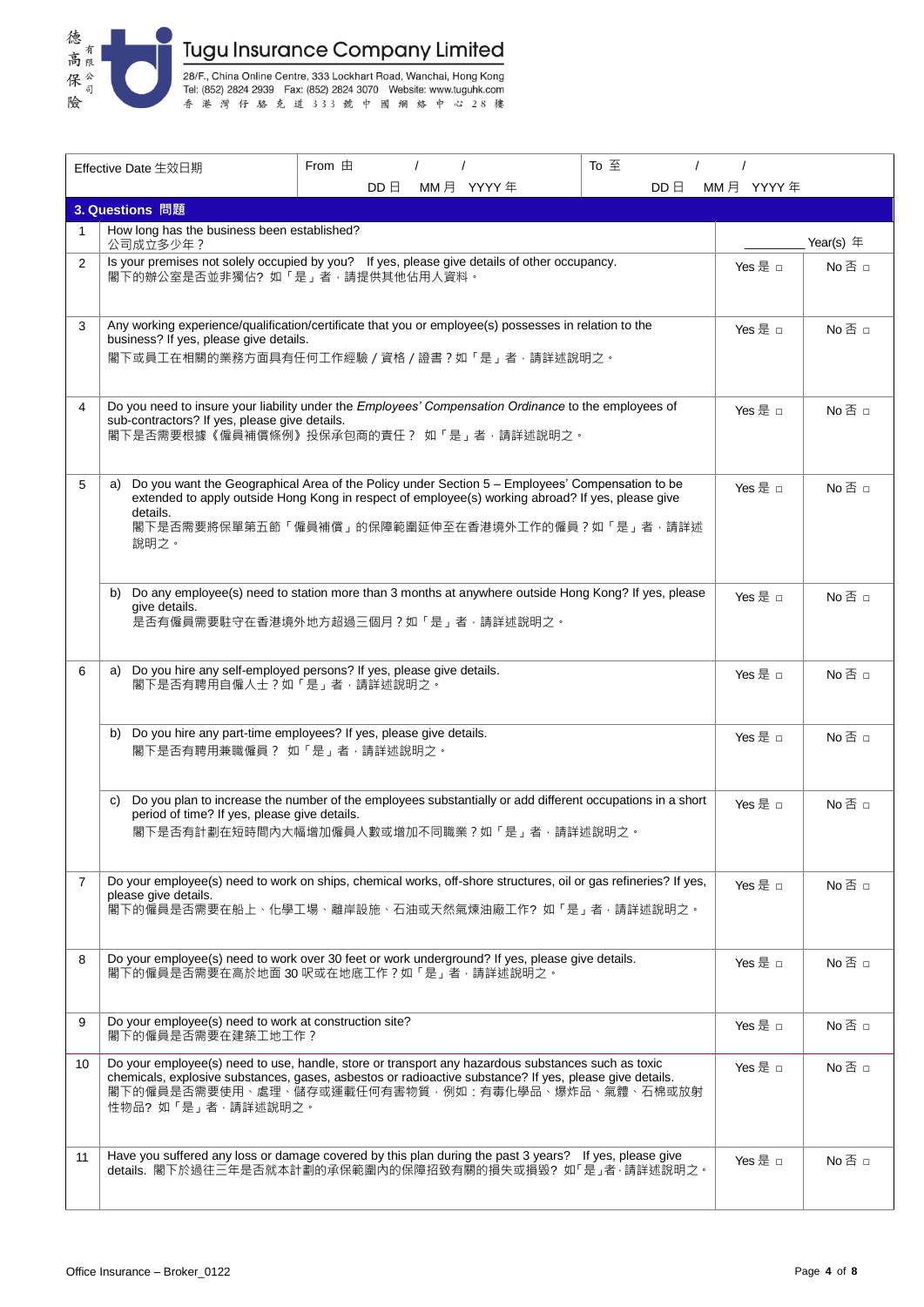# Tugu Insurance Company Limited

德高保險有限公司

28/F., China Online Centre, 333 Lockhart Road, Wanchai, Hong Kong
Tel: (852) 2824 2939 Fax: (852) 2824 3070 Website: www.tuguhk.com
香港灣仔駱克道333號中國網絡中心28樓

| Effective Date 生效日期 | From 由 / / DD 日 MM 月 YYYY 年 | To 至 / / DD 日 MM 月 YYYY 年 |
|---|---|---|

## 3. Questions 問題

| No. | Question | | |
|---|---|---|---|
| 1 | How long has the business been established?<br>公司成立多少年？ | ________ Year(s) 年 | |
| 2 | Is your premises not solely occupied by you? If yes, please give details of other occupancy.<br>閣下的辦公室是否並非獨佔? 如「是」者，請提供其他佔用人資料。 | Yes 是 □ | No 否 □ |
| 3 | Any working experience/qualification/certificate that you or employee(s) possesses in relation to the business? If yes, please give details.<br>閣下或員工在相關的業務方面具有任何工作經驗 / 資格 / 證書？如「是」者，請詳述說明之。 | Yes 是 □ | No 否 □ |
| 4 | Do you need to insure your liability under the *Employees' Compensation Ordinance* to the employees of sub-contractors? If yes, please give details.<br>閣下是否需要根據《僱員補償條例》投保承包商的責任？ 如「是」者，請詳述說明之。 | Yes 是 □ | No 否 □ |
| 5 | a) Do you want the Geographical Area of the Policy under Section 5 – Employees' Compensation to be extended to apply outside Hong Kong in respect of employee(s) working abroad? If yes, please give details.<br>閣下是否需要將保單第五節「僱員補償」的保障範圍延伸至在香港境外工作的僱員？如「是」者，請詳述說明之。 | Yes 是 □ | No 否 □ |
| | b) Do any employee(s) need to station more than 3 months at anywhere outside Hong Kong? If yes, please give details.<br>是否有僱員需要駐守在香港境外地方超過三個月？如「是」者，請詳述說明之。 | Yes 是 □ | No 否 □ |
| 6 | a) Do you hire any self-employed persons? If yes, please give details.<br>閣下是否有聘用自僱人士？如「是」者，請詳述說明之。 | Yes 是 □ | No 否 □ |
| | b) Do you hire any part-time employees? If yes, please give details.<br>閣下是否有聘用兼職僱員？ 如「是」者，請詳述說明之。 | Yes 是 □ | No 否 □ |
| | c) Do you plan to increase the number of the employees substantially or add different occupations in a short period of time? If yes, please give details.<br>閣下是否有計劃在短時間內大幅增加僱員人數或增加不同職業？如「是」者，請詳述說明之。 | Yes 是 □ | No 否 □ |
| 7 | Do your employee(s) need to work on ships, chemical works, off-shore structures, oil or gas refineries? If yes, please give details.<br>閣下的僱員是否需要在船上、化學工場、離岸設施、石油或天然氣煉油廠工作? 如「是」者，請詳述說明之。 | Yes 是 □ | No 否 □ |
| 8 | Do your employee(s) need to work over 30 feet or work underground? If yes, please give details.<br>閣下的僱員是否需要在高於地面 30 呎或在地底工作？如「是」者，請詳述說明之。 | Yes 是 □ | No 否 □ |
| 9 | Do your employee(s) need to work at construction site?<br>閣下的僱員是否需要在建築工地工作？ | Yes 是 □ | No 否 □ |
| 10 | Do your employee(s) need to use, handle, store or transport any hazardous substances such as toxic chemicals, explosive substances, gases, asbestos or radioactive substance? If yes, please give details.<br>閣下的僱員是否需要使用、處理、儲存或運載任何有害物質，例如：有毒化學品、爆炸品、氣體、石棉或放射性物品? 如「是」者，請詳述說明之。 | Yes 是 □ | No 否 □ |
| 11 | Have you suffered any loss or damage covered by this plan during the past 3 years? If yes, please give details. 閣下於過往三年是否就本計劃的承保範圍內的保障招致有關的損失或損毀? 如「是」者，請詳述說明之。 | Yes 是 □ | No 否 □ |

Office Insurance – Broker_0122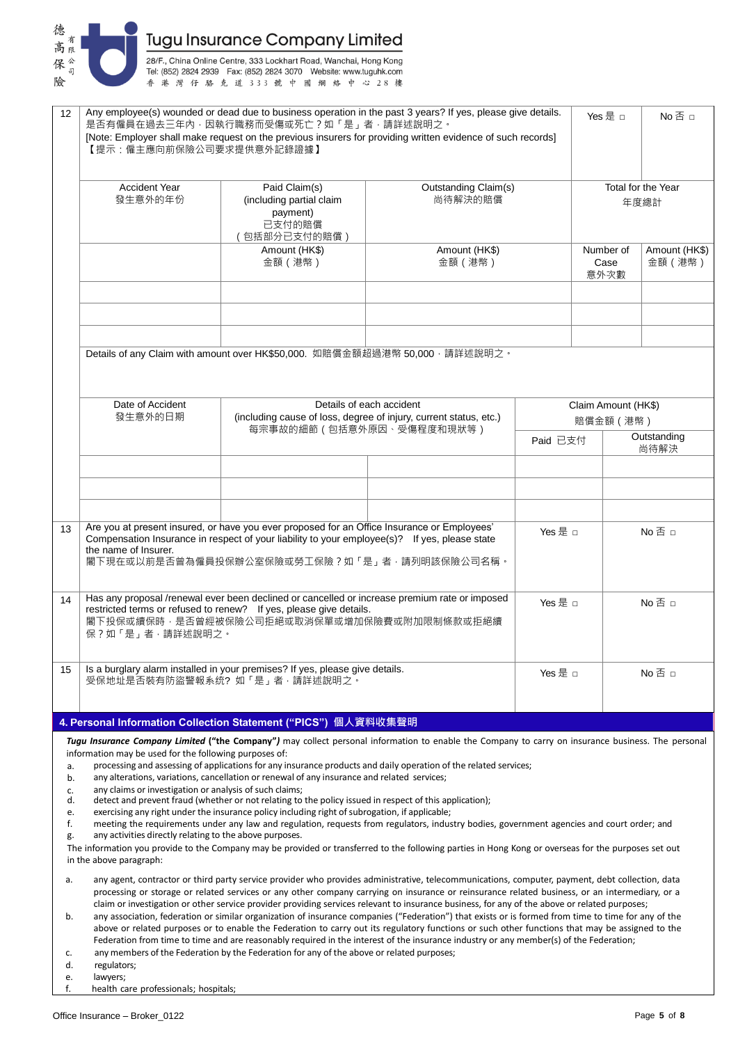| 12 | Any employee(s) wounded or dead due to business operation in the past 3 years? If yes, please give details.<br>是否有僱員在過去三年內，因執行職務而受傷或死亡？如「是」者，請詳述說明之。<br>[Note: Employer shall make request on the previous insurers for providing written evidence of such records]<br>【提示：僱主應向前保險公司要求提供意外記錄證據】 | Yes 是 □ | No 否 □ |
|---|---|---|---|

| Accident Year<br>發生意外的年份 | Paid Claim(s) (including partial claim payment)<br>已支付的賠償（包括部分已支付的賠償） | Outstanding Claim(s)<br>尚待解決的賠償 | Total for the Year<br>年度總計 | |
|---|---|---|---|---|
| | Amount (HK$)<br>金額（港幣） | Amount (HK$)<br>金額（港幣） | Number of Case<br>意外次數 | Amount (HK$)<br>金額（港幣） |
| | | | | |
| | | | | |
| | | | | |

Details of any Claim with amount over HK$50,000. 如賠償金額超過港幣 50,000，請詳述說明之。

| Date of Accident<br>發生意外的日期 | Details of each accident<br>(including cause of loss, degree of injury, current status, etc.)<br>每宗事故的細節（包括意外原因、受傷程度和現狀等） | | Claim Amount (HK$)<br>賠償金額（港幣） | |
|---|---|---|---|---|
| | | | Paid 已支付 | Outstanding<br>尚待解決 |
| | | | | |
| | | | | |
| | | | | |

| | | | |
|---|---|---|---|
| 13 | Are you at present insured, or have you ever proposed for an Office Insurance or Employees' Compensation Insurance in respect of your liability to your employee(s)? If yes, please state the name of Insurer.<br>閣下現在或以前是否曾為僱員投保辦公室保險或勞工保險？如「是」者，請列明該保險公司名稱。 | Yes 是 □ | No 否 □ |
| 14 | Has any proposal /renewal ever been declined or cancelled or increase premium rate or imposed restricted terms or refused to renew? If yes, please give details.<br>閣下投保或續保時，是否曾經被保險公司拒絕或取消保單或增加保險費或附加限制條款或拒絕續保？如「是」者，請詳述說明之。 | Yes 是 □ | No 否 □ |
| 15 | Is a burglary alarm installed in your premises? If yes, please give details.<br>受保地址是否裝有防盜警報系統? 如「是」者，請詳述說明之。 | Yes 是 □ | No 否 □ |

## 4. Personal Information Collection Statement ("PICS") 個人資料收集聲明

***Tugu Insurance Company Limited*** **("the Company")** may collect personal information to enable the Company to carry on insurance business. The personal information may be used for the following purposes of:

a. processing and assessing of applications for any insurance products and daily operation of the related services;
b. any alterations, variations, cancellation or renewal of any insurance and related services;
c. any claims or investigation or analysis of such claims;
d. detect and prevent fraud (whether or not relating to the policy issued in respect of this application);
e. exercising any right under the insurance policy including right of subrogation, if applicable;
f. meeting the requirements under any law and regulation, requests from regulators, industry bodies, government agencies and court order; and
g. any activities directly relating to the above purposes.

The information you provide to the Company may be provided or transferred to the following parties in Hong Kong or overseas for the purposes set out in the above paragraph:

a. any agent, contractor or third party service provider who provides administrative, telecommunications, computer, payment, debt collection, data processing or storage or related services or any other company carrying on insurance or reinsurance related business, or an intermediary, or a claim or investigation or other service provider providing services relevant to insurance business, for any of the above or related purposes;
b. any association, federation or similar organization of insurance companies ("Federation") that exists or is formed from time to time for any of the above or related purposes or to enable the Federation to carry out its regulatory functions or such other functions that may be assigned to the Federation from time to time and are reasonably required in the interest of the insurance industry or any member(s) of the Federation;
c. any members of the Federation by the Federation for any of the above or related purposes;
d. regulators;
e. lawyers;
f. health care professionals; hospitals;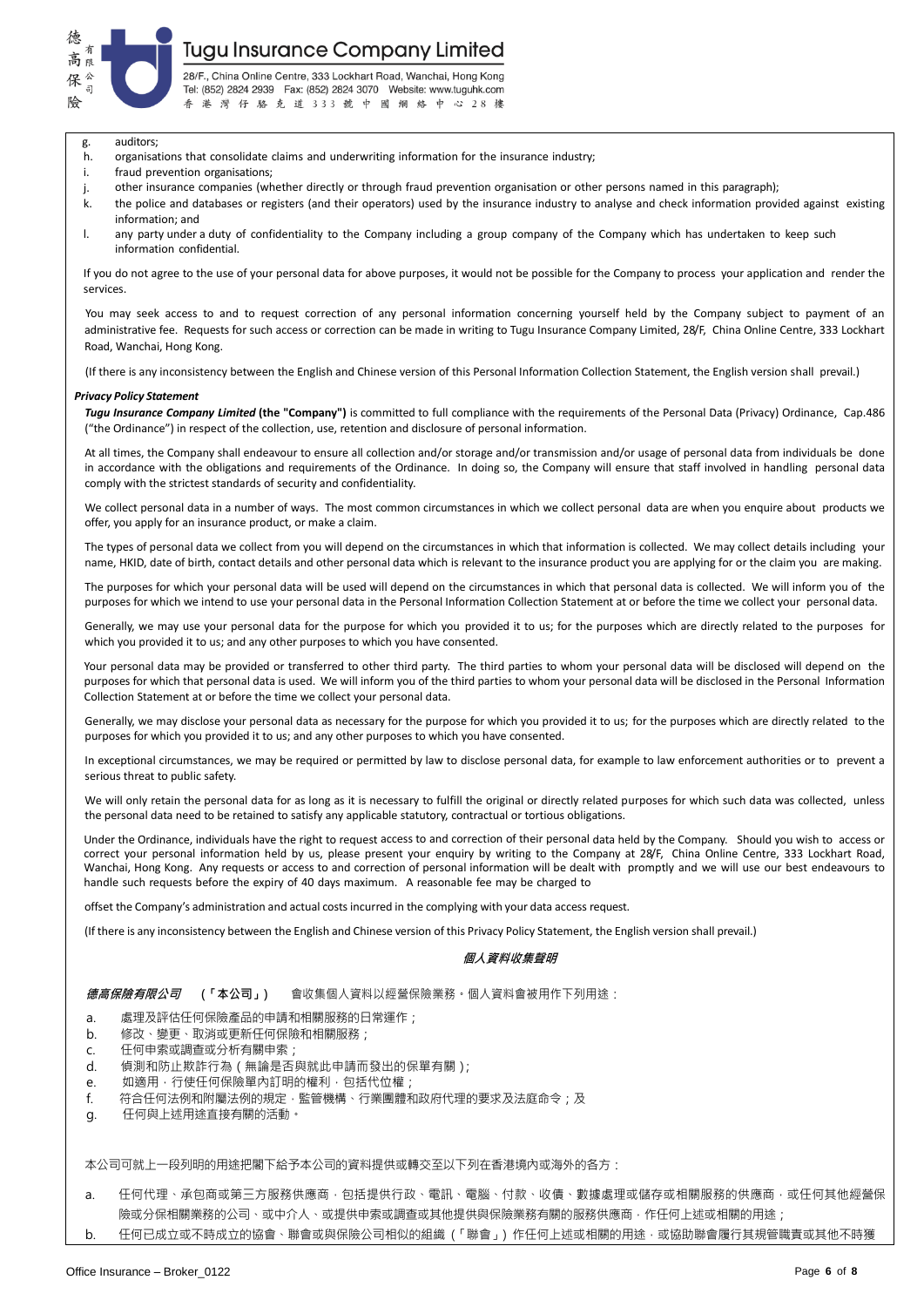g. auditors;
h. organisations that consolidate claims and underwriting information for the insurance industry;
i. fraud prevention organisations;
j. other insurance companies (whether directly or through fraud prevention organisation or other persons named in this paragraph);
k. the police and databases or registers (and their operators) used by the insurance industry to analyse and check information provided against existing information; and
l. any party under a duty of confidentiality to the Company including a group company of the Company which has undertaken to keep such information confidential.

If you do not agree to the use of your personal data for above purposes, it would not be possible for the Company to process your application and render the services.

You may seek access to and to request correction of any personal information concerning yourself held by the Company subject to payment of an administrative fee. Requests for such access or correction can be made in writing to Tugu Insurance Company Limited, 28/F, China Online Centre, 333 Lockhart Road, Wanchai, Hong Kong.

(If there is any inconsistency between the English and Chinese version of this Personal Information Collection Statement, the English version shall prevail.)

***Privacy Policy Statement***

***Tugu Insurance Company Limited* (the "Company")** is committed to full compliance with the requirements of the Personal Data (Privacy) Ordinance, Cap.486 ("the Ordinance") in respect of the collection, use, retention and disclosure of personal information.

At all times, the Company shall endeavour to ensure all collection and/or storage and/or transmission and/or usage of personal data from individuals be done in accordance with the obligations and requirements of the Ordinance. In doing so, the Company will ensure that staff involved in handling personal data comply with the strictest standards of security and confidentiality.

We collect personal data in a number of ways. The most common circumstances in which we collect personal data are when you enquire about products we offer, you apply for an insurance product, or make a claim.

The types of personal data we collect from you will depend on the circumstances in which that information is collected. We may collect details including your name, HKID, date of birth, contact details and other personal data which is relevant to the insurance product you are applying for or the claim you are making.

The purposes for which your personal data will be used will depend on the circumstances in which that personal data is collected. We will inform you of the purposes for which we intend to use your personal data in the Personal Information Collection Statement at or before the time we collect your personal data.

Generally, we may use your personal data for the purpose for which you provided it to us; for the purposes which are directly related to the purposes for which you provided it to us; and any other purposes to which you have consented.

Your personal data may be provided or transferred to other third party. The third parties to whom your personal data will be disclosed will depend on the purposes for which that personal data is used. We will inform you of the third parties to whom your personal data will be disclosed in the Personal Information Collection Statement at or before the time we collect your personal data.

Generally, we may disclose your personal data as necessary for the purpose for which you provided it to us; for the purposes which are directly related to the purposes for which you provided it to us; and any other purposes to which you have consented.

In exceptional circumstances, we may be required or permitted by law to disclose personal data, for example to law enforcement authorities or to prevent a serious threat to public safety.

We will only retain the personal data for as long as it is necessary to fulfill the original or directly related purposes for which such data was collected, unless the personal data need to be retained to satisfy any applicable statutory, contractual or tortious obligations.

Under the Ordinance, individuals have the right to request access to and correction of their personal data held by the Company. Should you wish to access or correct your personal information held by us, please present your enquiry by writing to the Company at 28/F, China Online Centre, 333 Lockhart Road, Wanchai, Hong Kong. Any requests or access to and correction of personal information will be dealt with promptly and we will use our best endeavours to handle such requests before the expiry of 40 days maximum. A reasonable fee may be charged to

offset the Company's administration and actual costs incurred in the complying with your data access request.

(If there is any inconsistency between the English and Chinese version of this Privacy Policy Statement, the English version shall prevail.)

***個人資料收集聲明***

***德高保險有限公司* （「本公司」）** 會收集個人資料以經營保險業務。個人資料會被用作下列用途：

a. 處理及評估任何保險產品的申請和相關服務的日常運作；
b. 修改、變更、取消或更新任何保險和相關服務；
c. 任何申索或調查或分析有關申索；
d. 偵測和防止欺詐行為（無論是否與就此申請而發出的保單有關）；
e. 如適用，行使任何保險單內訂明的權利，包括代位權；
f. 符合任何法例和附屬法例的規定，監管機構、行業團體和政府代理的要求及法庭命令；及
g. 任何與上述用途直接有關的活動。

本公司可就上一段列明的用途把閣下給予本公司的資料提供或轉交至以下列在香港境內或海外的各方：

a. 任何代理、承包商或第三方服務供應商，包括提供行政、電訊、電腦、付款、收債、數據處理或儲存或相關服務的供應商，或任何其他經營保險或分保相關業務的公司、或中介人、或提供申索或調查或其他提供與保險業務有關的服務供應商，作任何上述或相關的用途；
b. 任何已成立或不時成立的協會、聯會或與保險公司相似的組織（「聯會」）作任何上述或相關的用途，或協助聯會履行其規管職責或其他不時獲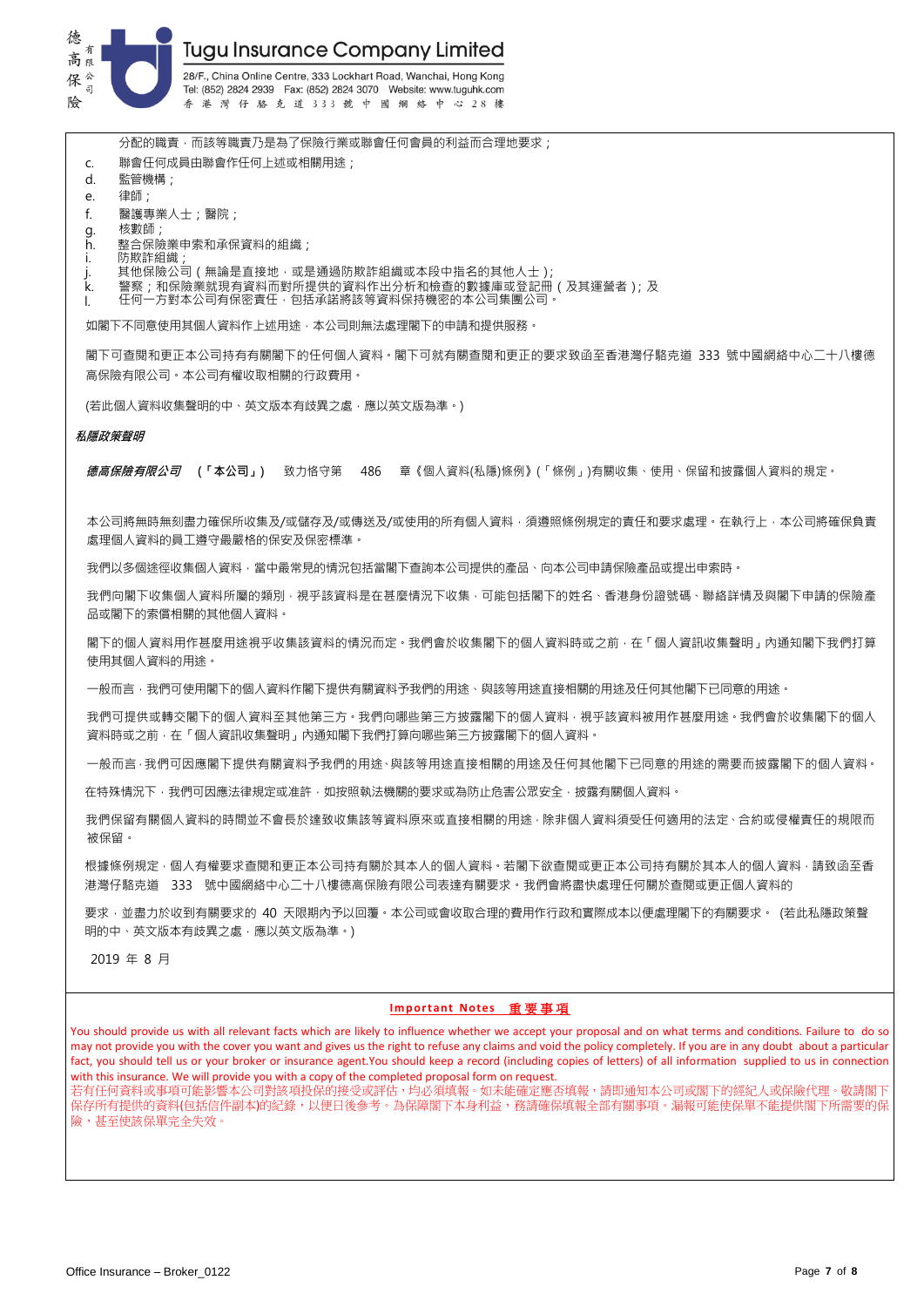分配的職責，而該等職責乃是為了保險行業或聯會任何會員的利益而合理地要求；

c. 聯會任何成員由聯會作任何上述或相關用途；
d. 監管機構；
e. 律師；
f. 醫護專業人士；醫院；
g. 核數師；
h. 整合保險業申索和承保資料的組織；
i. 防欺詐組織；
j. 其他保險公司（無論是直接地，或是通過防欺詐組織或本段中指名的其他人士）；
k. 警察；和保險業就現有資料而對所提供的資料作出分析和檢查的數據庫或登記冊（及其運營者）；及
l. 任何一方對本公司有保密責任，包括承諾將該等資料保持機密的本公司集團公司。

如閣下不同意使用其個人資料作上述用途，本公司則無法處理閣下的申請和提供服務。

閣下可查閱和更正本公司持有有關閣下的任何個人資料。閣下可就有關查閱和更正的要求致函至香港灣仔駱克道 333 號中國網絡中心二十八樓德高保險有限公司。本公司有權收取相關的行政費用。

(若此個人資料收集聲明的中、英文版本有歧異之處，應以英文版為準。)

***私隱政策聲明***

***德高保險有限公司*** **（「本公司」）** 致力恪守第 486 章《個人資料(私隱)條例》(「條例」)有關收集、使用、保留和披露個人資料的規定。

本公司將無時無刻盡力確保所收集及/或儲存及/或傳送及/或使用的所有個人資料，須遵照條例規定的責任和要求處理。在執行上，本公司將確保負責處理個人資料的員工遵守最嚴格的保安及保密標準。

我們以多個途徑收集個人資料，當中最常見的情況包括當閣下查詢本公司提供的產品、向本公司申請保險產品或提出申索時。

我們向閣下收集個人資料所屬的類別，視乎該資料是在甚麼情況下收集，可能包括閣下的姓名、香港身份證號碼、聯絡詳情及與閣下申請的保險產品或閣下的索償相關的其他個人資料。

閣下的個人資料用作甚麼用途視乎收集該資料的情況而定。我們會於收集閣下的個人資料時或之前，在「個人資訊收集聲明」內通知閣下我們打算使用其個人資料的用途。

一般而言，我們可使用閣下的個人資料作閣下提供有關資料予我們的用途、與該等用途直接相關的用途及任何其他閣下已同意的用途。

我們可提供或轉交閣下的個人資料至其他第三方。我們向哪些第三方披露閣下的個人資料，視乎該資料被用作甚麼用途。我們會於收集閣下的個人資料時或之前，在「個人資訊收集聲明」內通知閣下我們打算向哪些第三方披露閣下的個人資料。

一般而言，我們可因應閣下提供有關資料予我們的用途、與該等用途直接相關的用途及任何其他閣下已同意的用途的需要而披露閣下的個人資料。

在特殊情況下，我們可因應法律規定或准許，如按照執法機關的要求或為防止危害公眾安全，披露有關個人資料。

我們保留有關個人資料的時間並不會長於達致收集該等資料原來或直接相關的用途，除非個人資料須受任何適用的法定、合約或侵權責任的規限而被保留。

根據條例規定，個人有權要求查閱和更正本公司持有關於其本人的個人資料。若閣下欲查閱或更正本公司持有關於其本人的個人資料，請致函至香港灣仔駱克道 333 號中國網絡中心二十八樓德高保險有限公司表達有關要求。我們會將盡快處理任何關於查閱或更正個人資料的

要求，並盡力於收到有關要求的 40 天限期內予以回覆。本公司或會收取合理的費用作行政和實際成本以便處理閣下的有關要求。 (若此私隱政策聲明的中、英文版本有歧異之處，應以英文版為準。)

2019 年 8 月

**Important Notes 重要事項**

You should provide us with all relevant facts which are likely to influence whether we accept your proposal and on what terms and conditions. Failure to do so may not provide you with the cover you want and gives us the right to refuse any claims and void the policy completely. If you are in any doubt about a particular fact, you should tell us or your broker or insurance agent. You should keep a record (including copies of letters) of all information supplied to us in connection with this insurance. We will provide you with a copy of the completed proposal form on request.

若有任何資料或事項可能影響本公司對該項投保的接受或評估，均必須填報。如未能確定應否填報，請即通知本公司或閣下的經紀人或保險代理。敬請閣下保存所有提供的資料(包括信件副本)的紀錄，以便日後參考。為保障閣下本身利益，務請確保填報全部有關事項。漏報可能使保單不能提供閣下所需要的保險，甚至使該保單完全失效。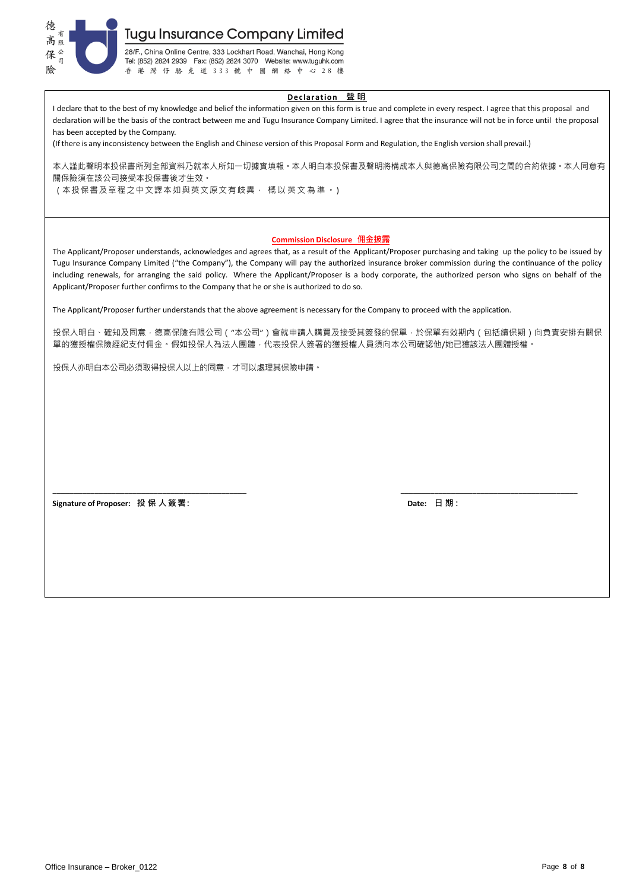德高保險有限公司

# Tugu Insurance Company Limited

28/F., China Online Centre, 333 Lockhart Road, Wanchai, Hong Kong
Tel: (852) 2824 2939 Fax: (852) 2824 3070 Website: www.tuguhk.com
香港灣仔駱克道333號中國網絡中心28樓

## Declaration 聲明

I declare that to the best of my knowledge and belief the information given on this form is true and complete in every respect. I agree that this proposal and declaration will be the basis of the contract between me and Tugu Insurance Company Limited. I agree that the insurance will not be in force until the proposal has been accepted by the Company.
(If there is any inconsistency between the English and Chinese version of this Proposal Form and Regulation, the English version shall prevail.)

本人謹此聲明本投保書所列全部資料乃就本人所知一切據實填報。本人明白本投保書及聲明將構成本人與德高保險有限公司之間的合約依據。本人同意有關保險須在該公司接受本投保書後才生效。
(本投保書及章程之中文譯本如與英文原文有歧異，概以英文為準。)

## Commission Disclosure 佣金披露

The Applicant/Proposer understands, acknowledges and agrees that, as a result of the Applicant/Proposer purchasing and taking up the policy to be issued by Tugu Insurance Company Limited ("the Company"), the Company will pay the authorized insurance broker commission during the continuance of the policy including renewals, for arranging the said policy. Where the Applicant/Proposer is a body corporate, the authorized person who signs on behalf of the Applicant/Proposer further confirms to the Company that he or she is authorized to do so.

The Applicant/Proposer further understands that the above agreement is necessary for the Company to proceed with the application.

投保人明白、確知及同意，德高保險有限公司（"本公司"）會就申請人購買及接受其簽發的保單，於保單有效期內（包括續保期）向負責安排有關保單的獲授權保險經紀支付佣金。假如投保人為法人團體，代表投保人簽署的獲授權人員須向本公司確認他/她已獲該法人團體授權。

投保人亦明白本公司必須取得投保人以上的同意，才可以處理其保險申請。

________________________________________ ________________________________________

**Signature of Proposer: 投保人簽署:** **Date: 日期:**

Office Insurance – Broker_0122